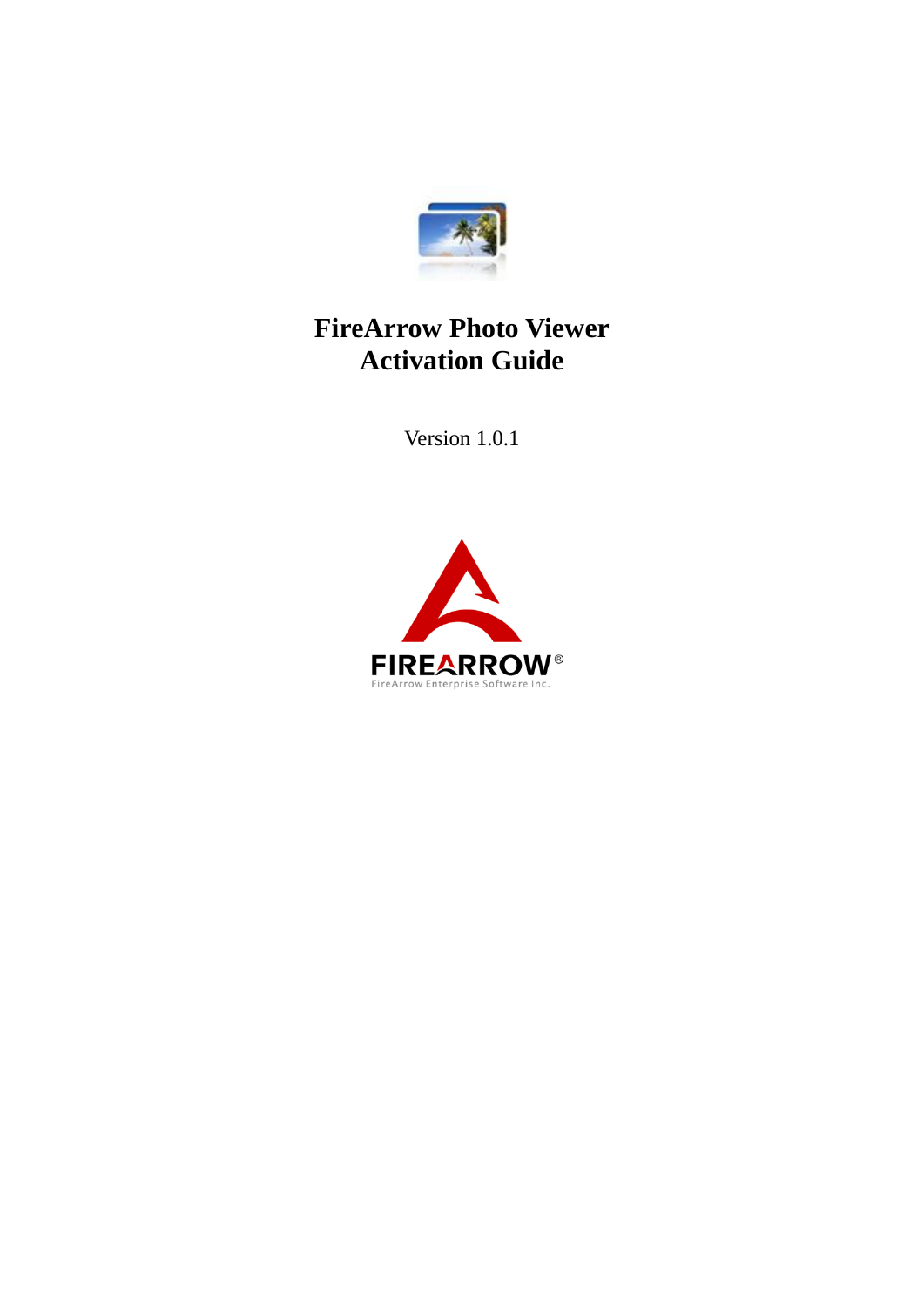# FireArrow Photo Viewer Activation Guide

Version 1.0.1

FIREARROW®

FireArrow Enterprise Software Inc.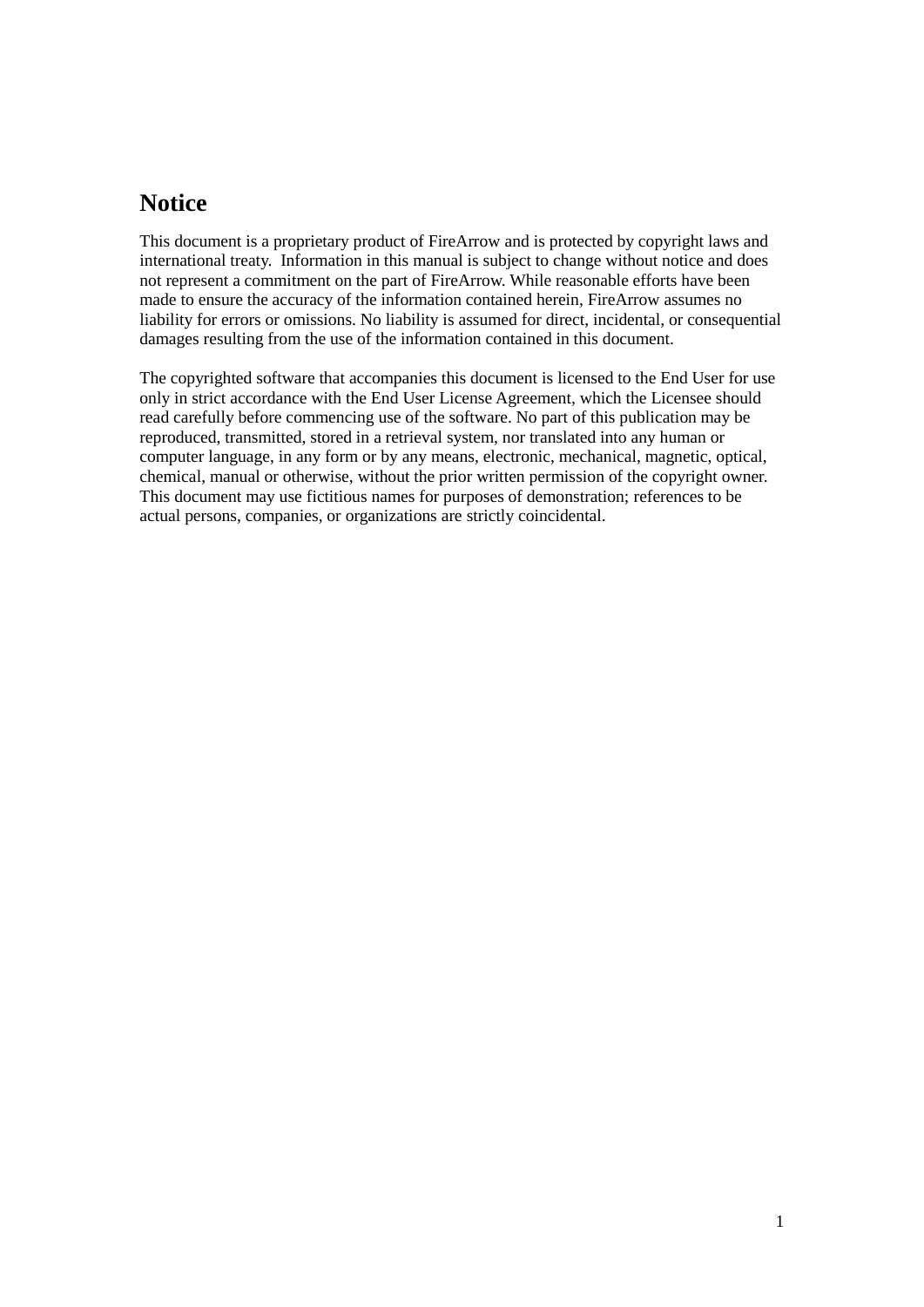# Notice

This document is a proprietary product of FireArrow and is protected by copyright laws and international treaty. Information in this manual is subject to change without notice and does not represent a commitment on the part of FireArrow. While reasonable efforts have been made to ensure the accuracy of the information contained herein, FireArrow assumes no liability for errors or omissions. No liability is assumed for direct, incidental, or consequential damages resulting from the use of the information contained in this document.

The copyrighted software that accompanies this document is licensed to the End User for use only in strict accordance with the End User License Agreement, which the Licensee should read carefully before commencing use of the software. No part of this publication may be reproduced, transmitted, stored in a retrieval system, nor translated into any human or computer language, in any form or by any means, electronic, mechanical, magnetic, optical, chemical, manual or otherwise, without the prior written permission of the copyright owner. This document may use fictitious names for purposes of demonstration; references to be actual persons, companies, or organizations are strictly coincidental.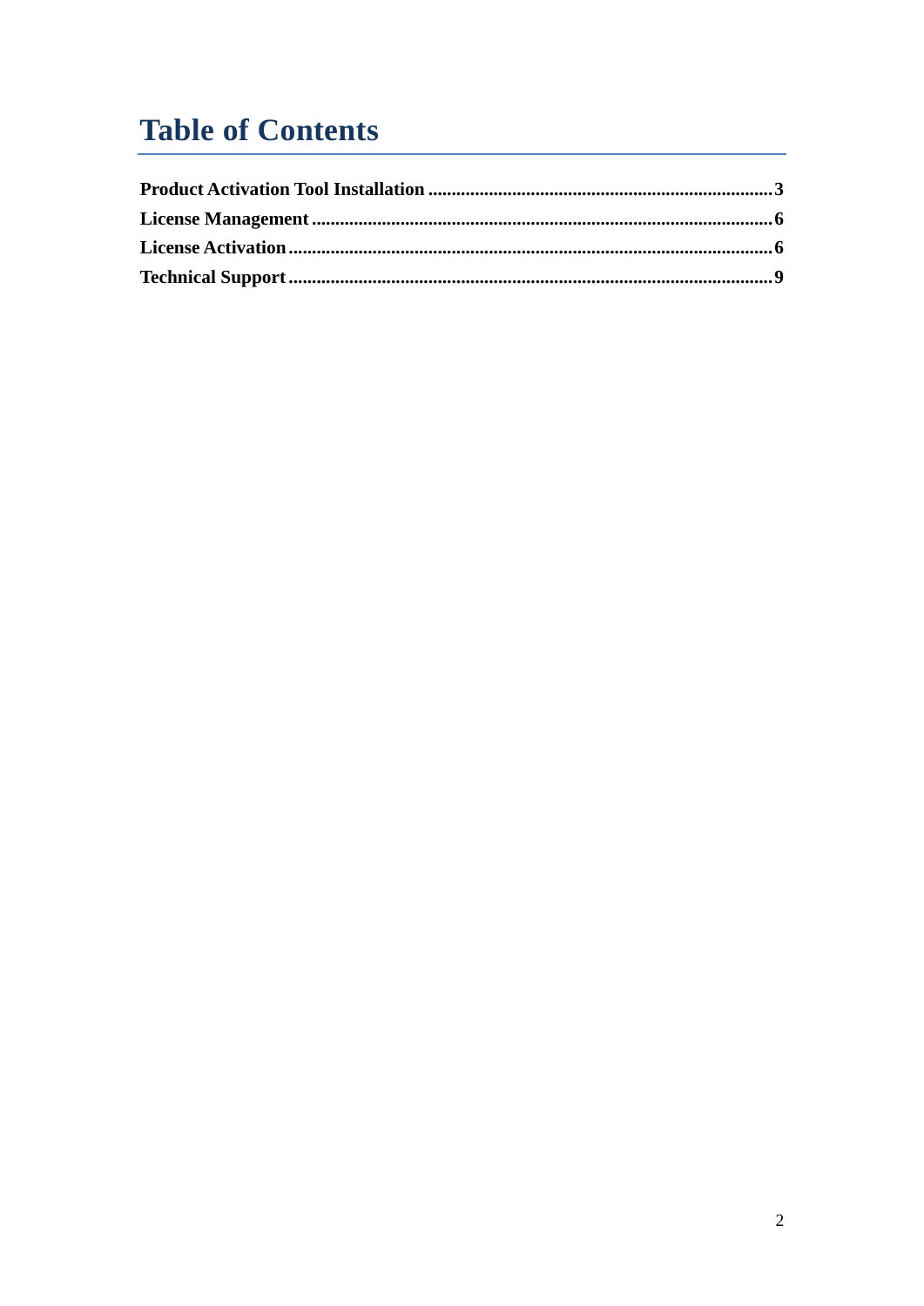# Table of Contents

**Product Activation Tool Installation** .......................................................................... **3**
**License Management** .................................................................................................. **6**
**License Activation** ...................................................................................................... **6**
**Technical Support** ...................................................................................................... **9**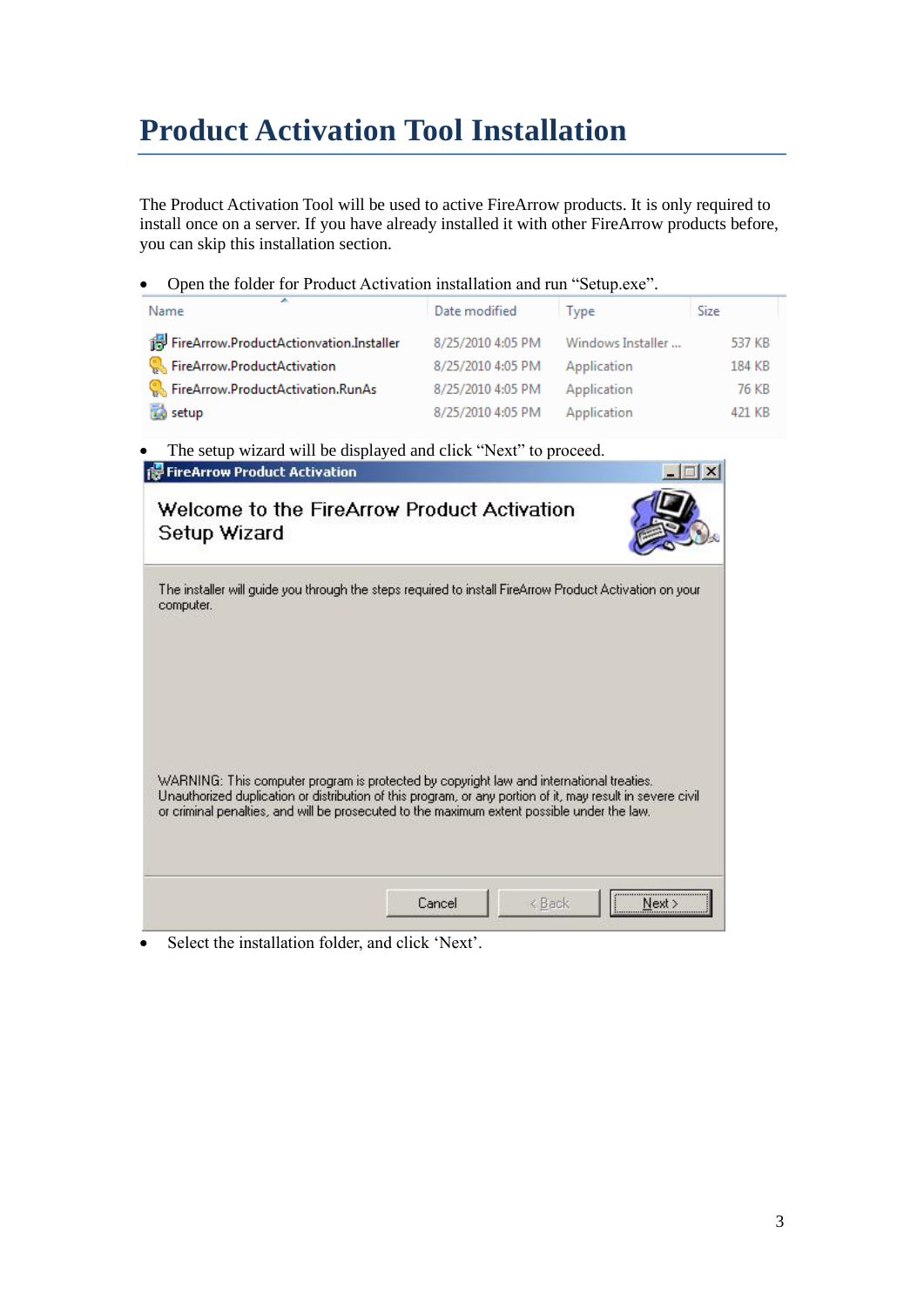# Product Activation Tool Installation

The Product Activation Tool will be used to active FireArrow products. It is only required to install once on a server. If you have already installed it with other FireArrow products before, you can skip this installation section.

- Open the folder for Product Activation installation and run "Setup.exe".

| Name | Date modified | Type | Size |
|---|---|---|---|
| FireArrow.ProductActionvation.Installer | 8/25/2010 4:05 PM | Windows Installer ... | 537 KB |
| FireArrow.ProductActivation | 8/25/2010 4:05 PM | Application | 184 KB |
| FireArrow.ProductActivation.RunAs | 8/25/2010 4:05 PM | Application | 76 KB |
| setup | 8/25/2010 4:05 PM | Application | 421 KB |

- The setup wizard will be displayed and click "Next" to proceed.

FireArrow Product Activation

Welcome to the FireArrow Product Activation Setup Wizard

The installer will guide you through the steps required to install FireArrow Product Activation on your computer.

WARNING: This computer program is protected by copyright law and international treaties. Unauthorized duplication or distribution of this program, or any portion of it, may result in severe civil or criminal penalties, and will be prosecuted to the maximum extent possible under the law.

Cancel | < Back | Next >

- Select the installation folder, and click 'Next'.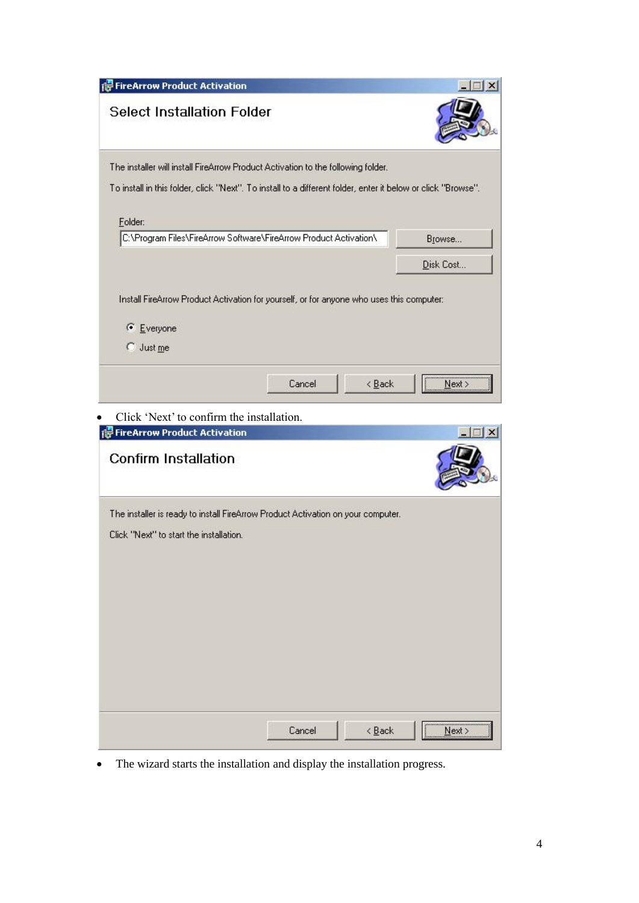FireArrow Product Activation

Select Installation Folder

The installer will install FireArrow Product Activation to the following folder.

To install in this folder, click "Next". To install to a different folder, enter it below or click "Browse".

Folder:

C:\Program Files\FireArrow Software\FireArrow Product Activation\

Browse...

Disk Cost...

Install FireArrow Product Activation for yourself, or for anyone who uses this computer:

- Everyone
- Just me

Cancel | < Back | Next >

- Click 'Next' to confirm the installation.

FireArrow Product Activation

Confirm Installation

The installer is ready to install FireArrow Product Activation on your computer.

Click "Next" to start the installation.

Cancel | < Back | Next >

- The wizard starts the installation and display the installation progress.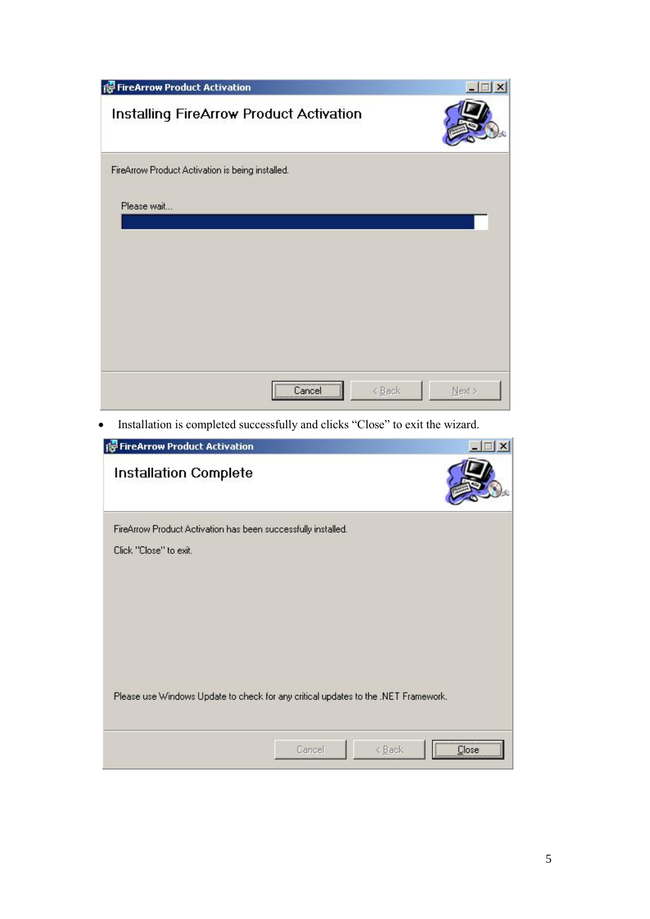- Installation is completed successfully and clicks “Close” to exit the wizard.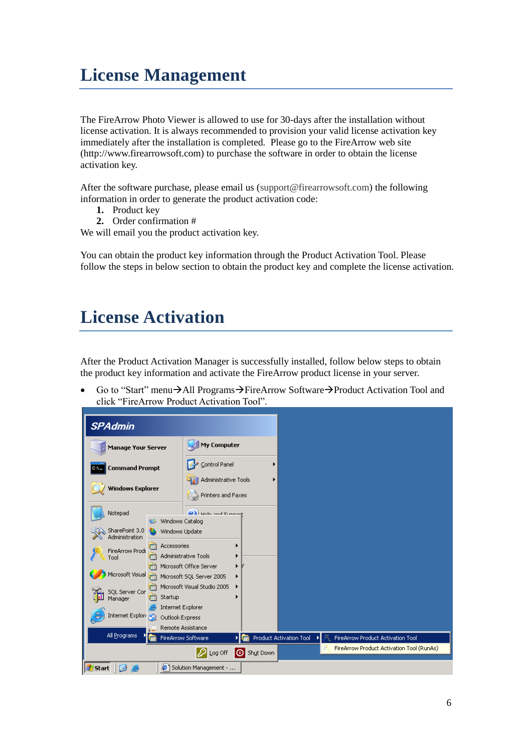# License Management

The FireArrow Photo Viewer is allowed to use for 30-days after the installation without license activation. It is always recommended to provision your valid license activation key immediately after the installation is completed. Please go to the FireArrow web site (http://www.firearrowsoft.com) to purchase the software in order to obtain the license activation key.

After the software purchase, please email us (support@firearrowsoft.com) the following information in order to generate the product activation code:

1. Product key
2. Order confirmation #

We will email you the product activation key.

You can obtain the product key information through the Product Activation Tool. Please follow the steps in below section to obtain the product key and complete the license activation.

# License Activation

After the Product Activation Manager is successfully installed, follow below steps to obtain the product key information and activate the FireArrow product license in your server.

- Go to “Start” menu→All Programs→FireArrow Software→Product Activation Tool and click “FireArrow Product Activation Tool”.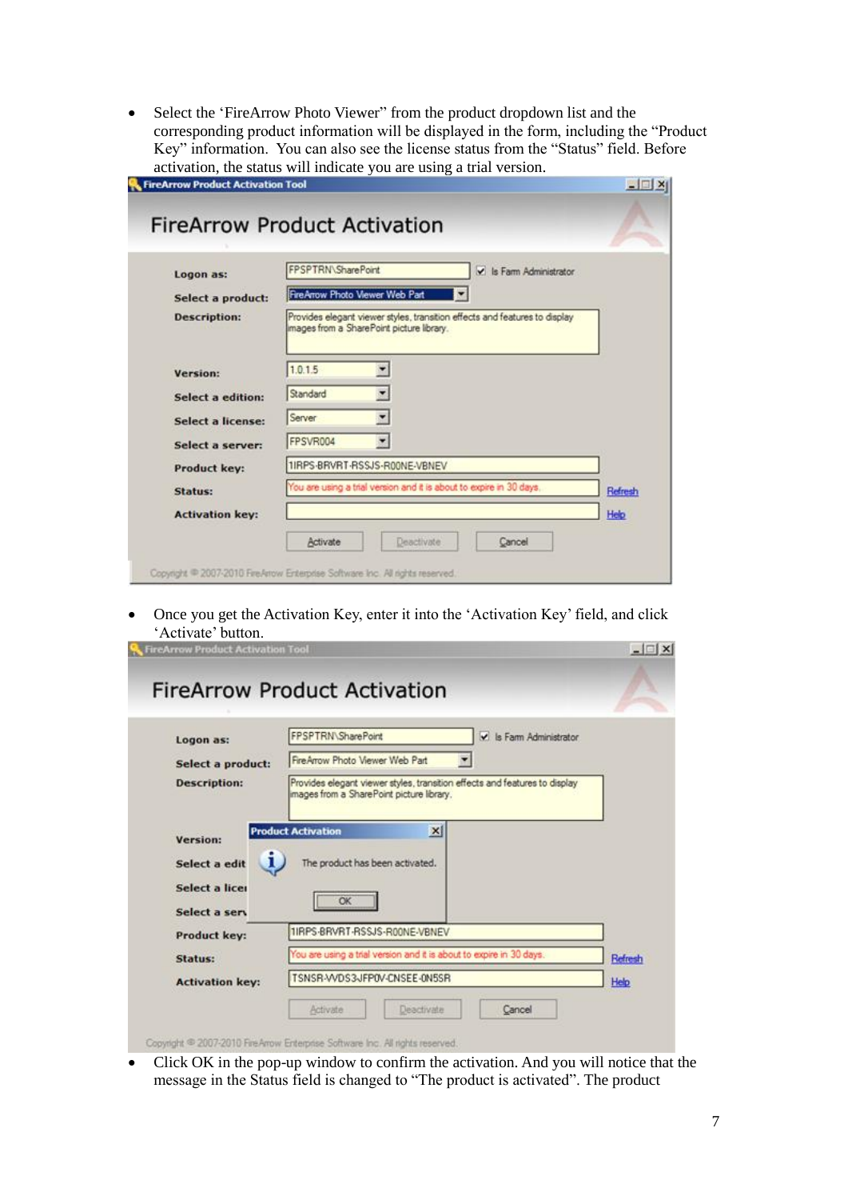- Select the 'FireArrow Photo Viewer" from the product dropdown list and the corresponding product information will be displayed in the form, including the "Product Key" information. You can also see the license status from the "Status" field. Before activation, the status will indicate you are using a trial version.

- Once you get the Activation Key, enter it into the 'Activation Key' field, and click 'Activate' button.

- Click OK in the pop-up window to confirm the activation. And you will notice that the message in the Status field is changed to "The product is activated". The product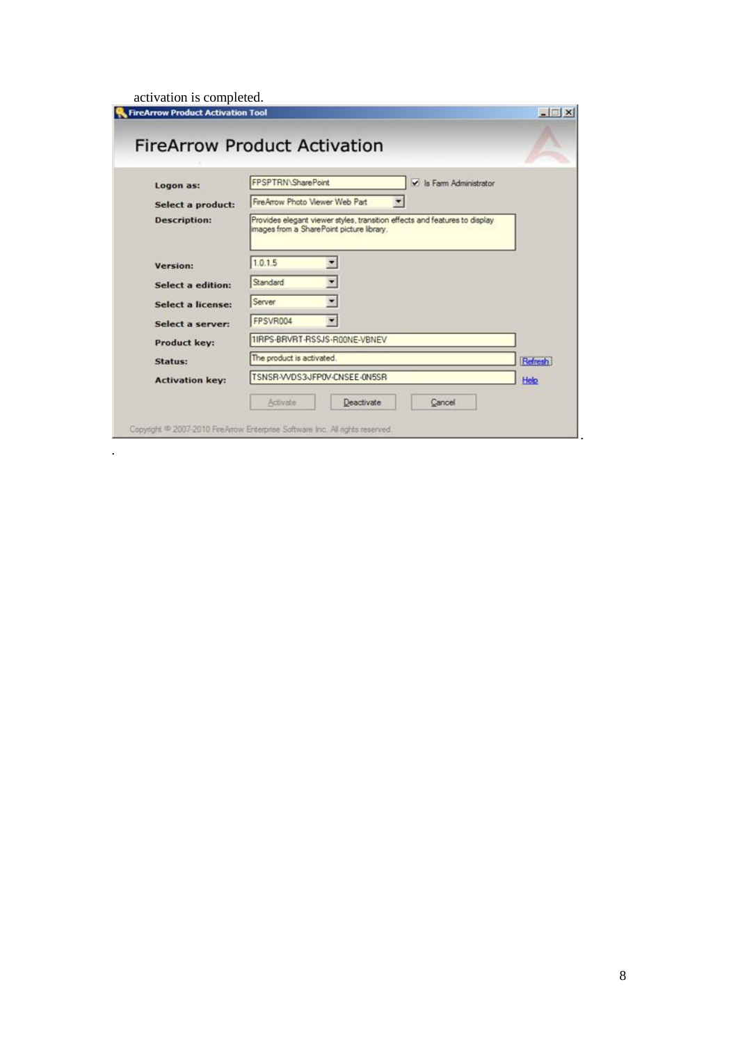activation is completed.

**FireArrow Product Activation Tool**

# FireArrow Product Activation

| | | |
|---|---|---|
| **Logon as:** | FPSPTRN\SharePoint | ☑ Is Farm Administrator |
| **Select a product:** | FireArrow Photo Viewer Web Part | |
| **Description:** | Provides elegant viewer styles, transition effects and features to display images from a SharePoint picture library. | |
| **Version:** | 1.0.1.5 | |
| **Select a edition:** | Standard | |
| **Select a license:** | Server | |
| **Select a server:** | FPSVR004 | |
| **Product key:** | 1IRPS-BRVRT-RSSJS-R00NE-VBNEV | |
| **Status:** | The product is activated. | Refresh |
| **Activation key:** | TSNSR-VVDS3-JFP0V-CNSEE-0N5SR | Help |

Activate | Deactivate | Cancel

Copyright © 2007-2010 FireArrow Enterprise Software Inc. All rights reserved.

.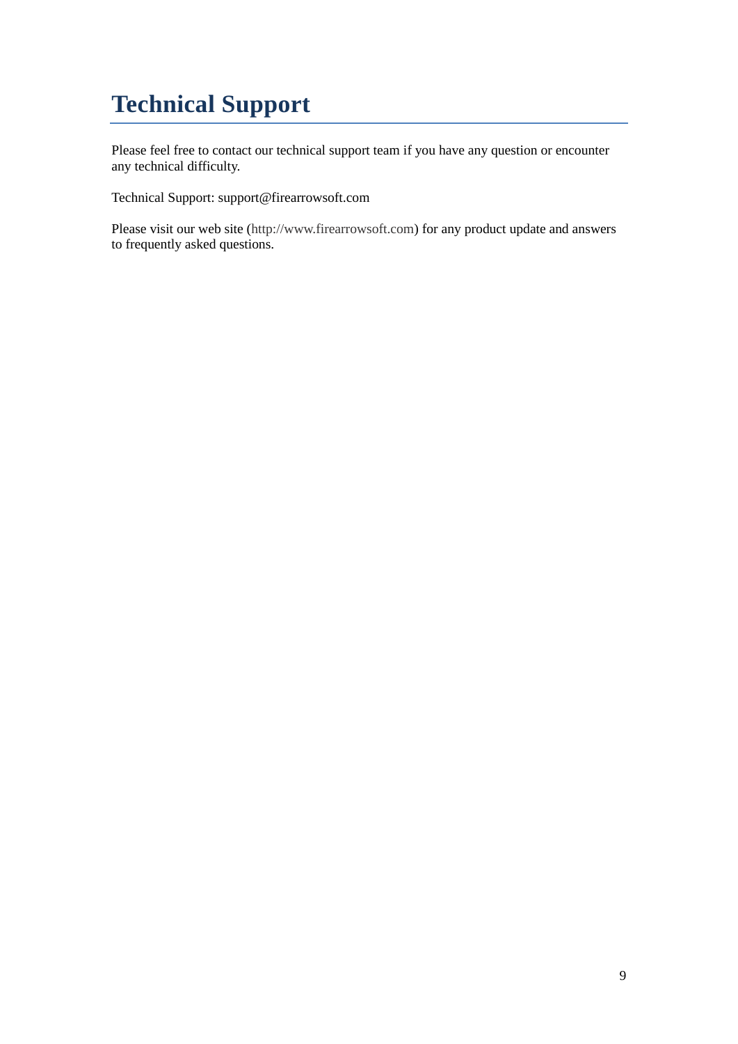# Technical Support

Please feel free to contact our technical support team if you have any question or encounter any technical difficulty.

Technical Support: support@firearrowsoft.com

Please visit our web site (http://www.firearrowsoft.com) for any product update and answers to frequently asked questions.